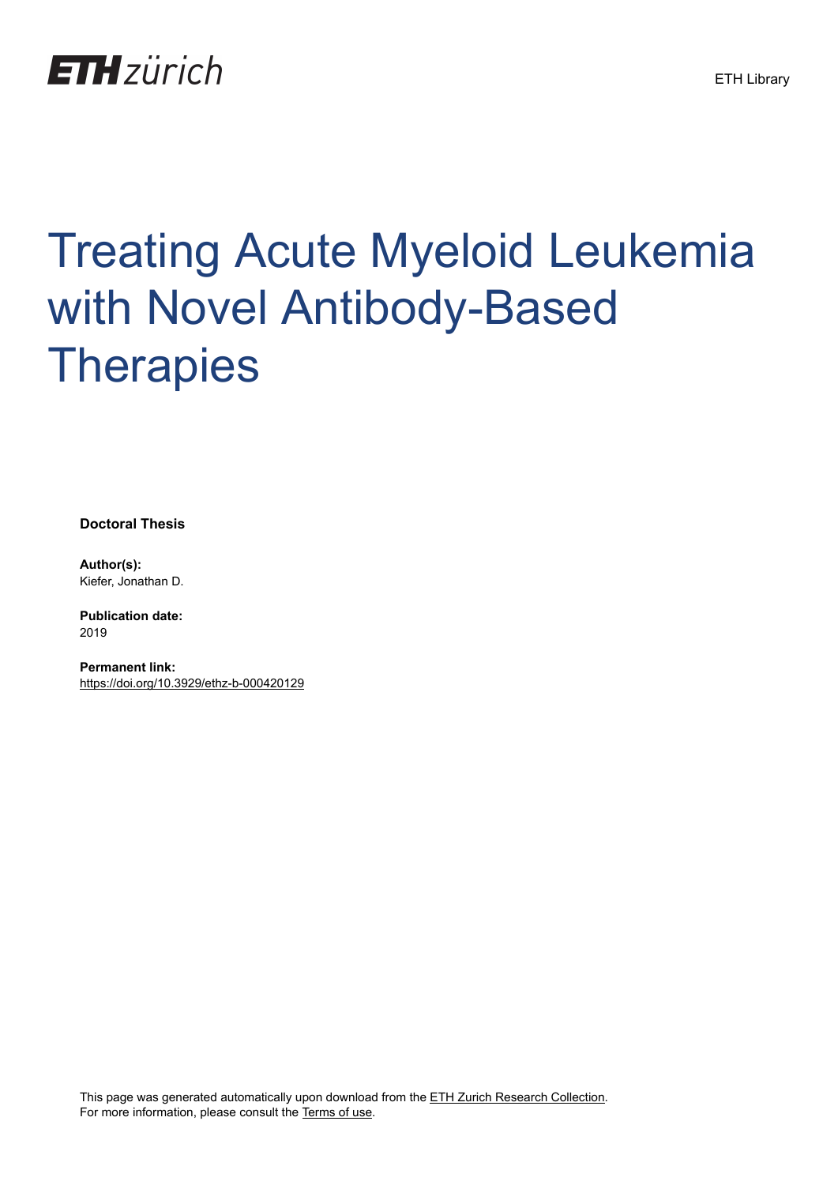ETH zürich

ETH Library

# Treating Acute Myeloid Leukemia with Novel Antibody-Based Therapies

**Doctoral Thesis**

**Author(s):**
Kiefer, Jonathan D.

**Publication date:**
2019

**Permanent link:**
https://doi.org/10.3929/ethz-b-000420129

This page was generated automatically upon download from the ETH Zurich Research Collection.
For more information, please consult the Terms of use.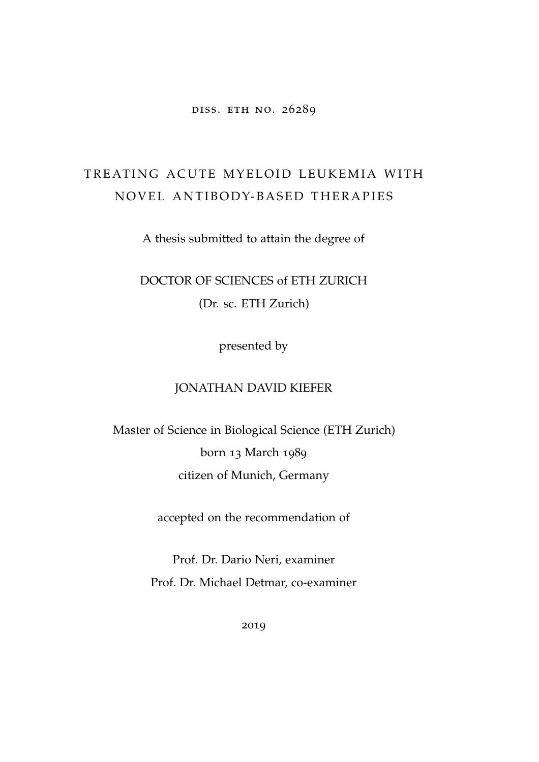DISS. ETH NO. 26289

# TREATING ACUTE MYELOID LEUKEMIA WITH NOVEL ANTIBODY-BASED THERAPIES

A thesis submitted to attain the degree of

DOCTOR OF SCIENCES of ETH ZURICH

(Dr. sc. ETH Zurich)

presented by

JONATHAN DAVID KIEFER

Master of Science in Biological Science (ETH Zurich)

born 13 March 1989

citizen of Munich, Germany

accepted on the recommendation of

Prof. Dr. Dario Neri, examiner

Prof. Dr. Michael Detmar, co-examiner

2019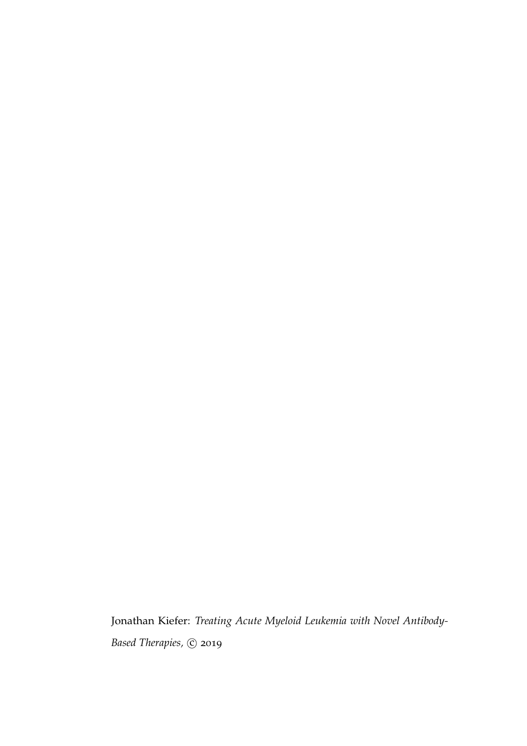Jonathan Kiefer: *Treating Acute Myeloid Leukemia with Novel Antibody-Based Therapies,* © 2019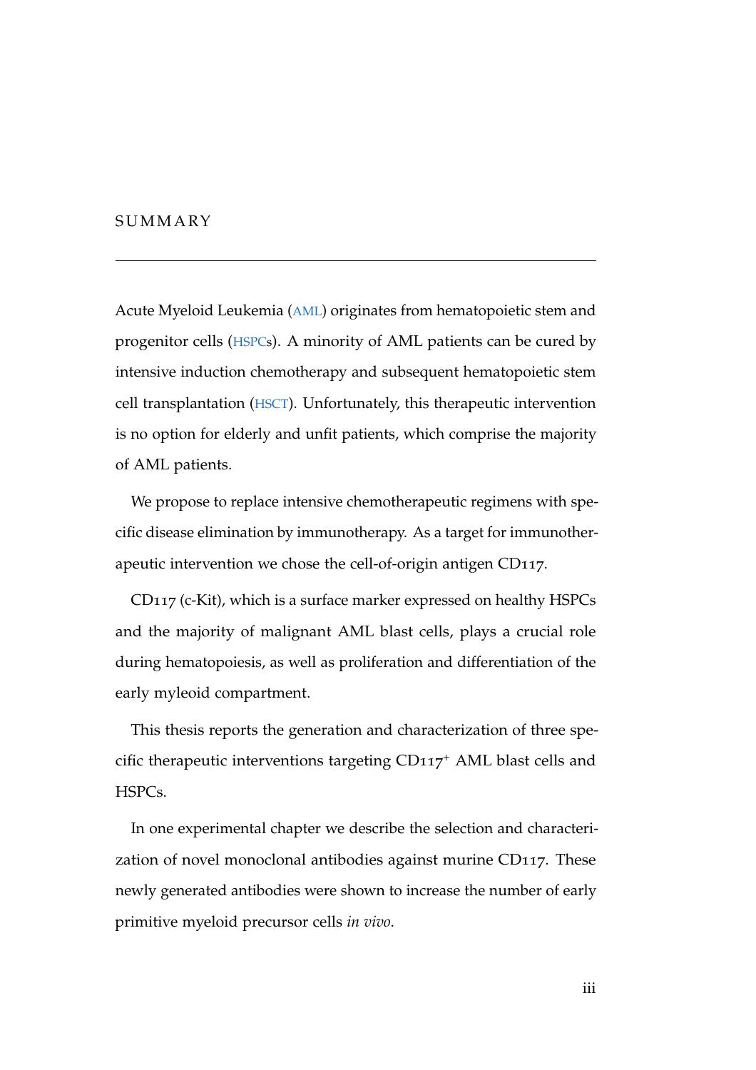# SUMMARY

Acute Myeloid Leukemia (AML) originates from hematopoietic stem and progenitor cells (HSPCs). A minority of AML patients can be cured by intensive induction chemotherapy and subsequent hematopoietic stem cell transplantation (HSCT). Unfortunately, this therapeutic intervention is no option for elderly and unfit patients, which comprise the majority of AML patients.

We propose to replace intensive chemotherapeutic regimens with specific disease elimination by immunotherapy. As a target for immunotherapeutic intervention we chose the cell-of-origin antigen CD117.

CD117 (c-Kit), which is a surface marker expressed on healthy HSPCs and the majority of malignant AML blast cells, plays a crucial role during hematopoiesis, as well as proliferation and differentiation of the early myleoid compartment.

This thesis reports the generation and characterization of three specific therapeutic interventions targeting $CD117^{+}$ AML blast cells and HSPCs.

In one experimental chapter we describe the selection and characterization of novel monoclonal antibodies against murine CD117. These newly generated antibodies were shown to increase the number of early primitive myeloid precursor cells *in vivo*.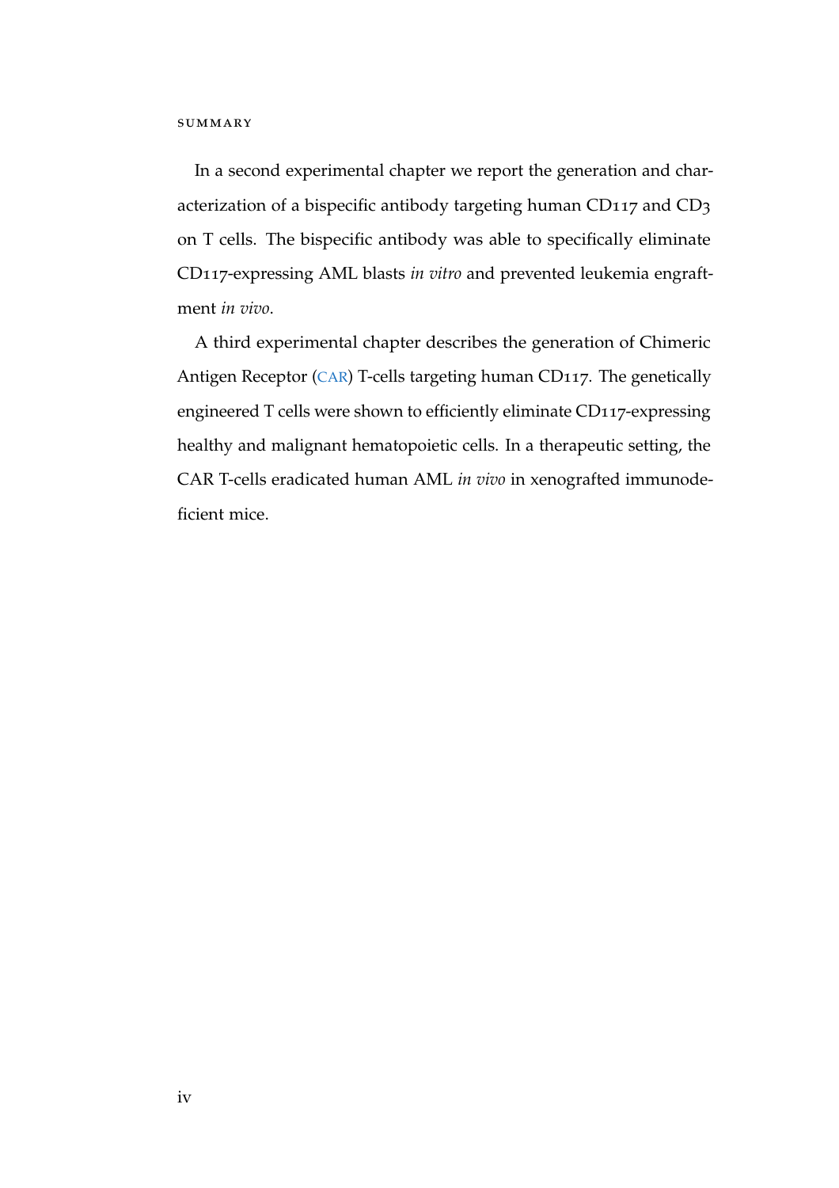In a second experimental chapter we report the generation and characterization of a bispecific antibody targeting human CD117 and CD3 on T cells. The bispecific antibody was able to specifically eliminate CD117-expressing AML blasts *in vitro* and prevented leukemia engraftment *in vivo*.

A third experimental chapter describes the generation of Chimeric Antigen Receptor (CAR) T-cells targeting human CD117. The genetically engineered T cells were shown to efficiently eliminate CD117-expressing healthy and malignant hematopoietic cells. In a therapeutic setting, the CAR T-cells eradicated human AML *in vivo* in xenografted immunodeficient mice.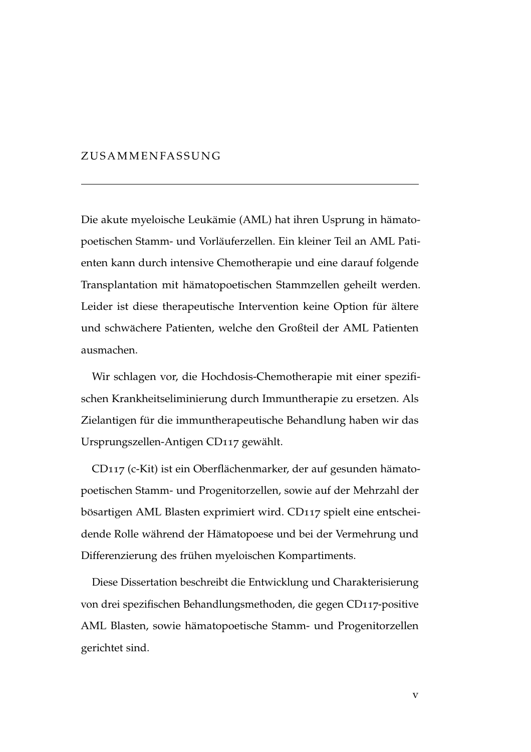# ZUSAMMENFASSUNG

Die akute myeloische Leukämie (AML) hat ihren Usprung in hämatopoetischen Stamm- und Vorläuferzellen. Ein kleiner Teil an AML Patienten kann durch intensive Chemotherapie und eine darauf folgende Transplantation mit hämatopoetischen Stammzellen geheilt werden. Leider ist diese therapeutische Intervention keine Option für ältere und schwächere Patienten, welche den Großteil der AML Patienten ausmachen.

Wir schlagen vor, die Hochdosis-Chemotherapie mit einer spezifischen Krankheitseliminierung durch Immuntherapie zu ersetzen. Als Zielantigen für die immuntherapeutische Behandlung haben wir das Ursprungszellen-Antigen CD117 gewählt.

CD117 (c-Kit) ist ein Oberflächenmarker, der auf gesunden hämatopoetischen Stamm- und Progenitorzellen, sowie auf der Mehrzahl der bösartigen AML Blasten exprimiert wird. CD117 spielt eine entscheidende Rolle während der Hämatopoese und bei der Vermehrung und Differenzierung des frühen myeloischen Kompartiments.

Diese Dissertation beschreibt die Entwicklung und Charakterisierung von drei spezifischen Behandlungsmethoden, die gegen CD117-positive AML Blasten, sowie hämatopoetische Stamm- und Progenitorzellen gerichtet sind.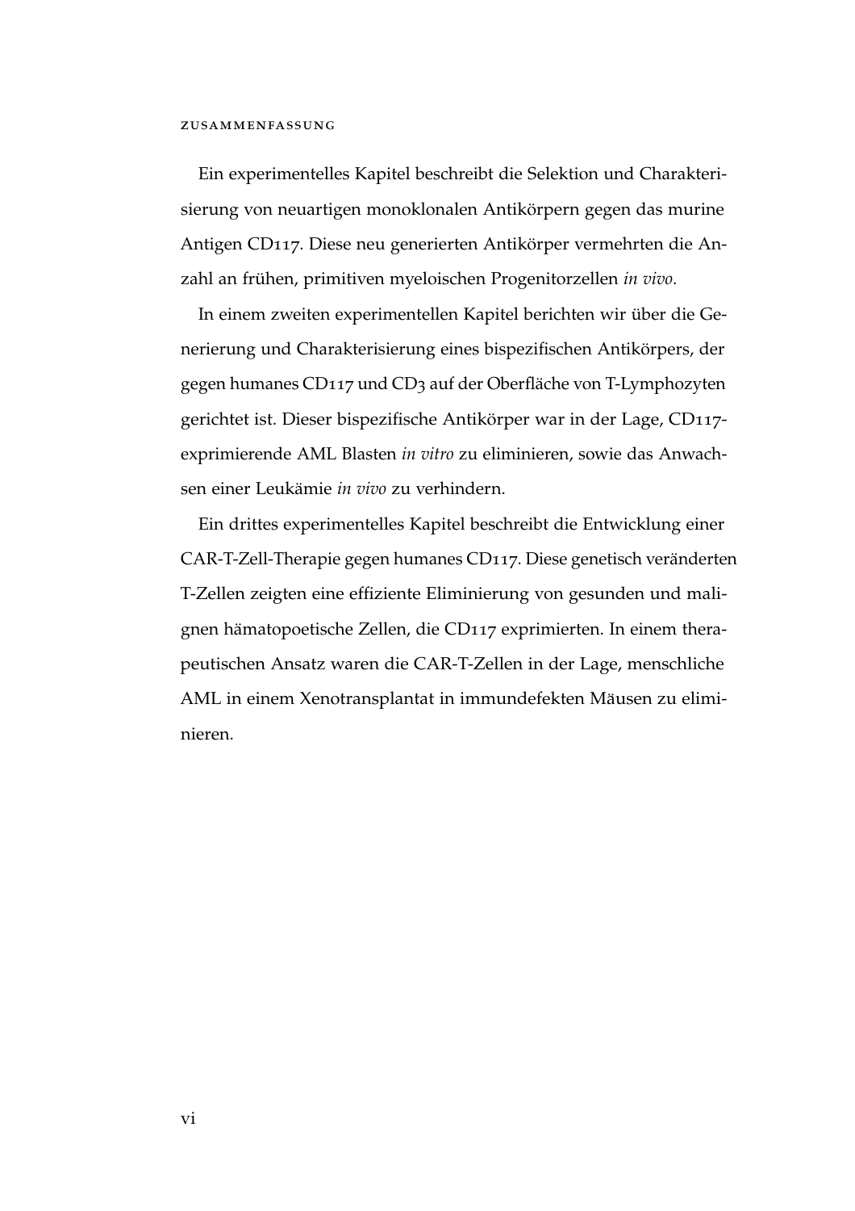Ein experimentelles Kapitel beschreibt die Selektion und Charakterisierung von neuartigen monoklonalen Antikörpern gegen das murine Antigen CD117. Diese neu generierten Antikörper vermehrten die Anzahl an frühen, primitiven myeloischen Progenitorzellen *in vivo*.

In einem zweiten experimentellen Kapitel berichten wir über die Generierung und Charakterisierung eines bispezifischen Antikörpers, der gegen humanes CD117 und CD3 auf der Oberfläche von T-Lymphozyten gerichtet ist. Dieser bispezifische Antikörper war in der Lage, CD117-exprimierende AML Blasten *in vitro* zu eliminieren, sowie das Anwachsen einer Leukämie *in vivo* zu verhindern.

Ein drittes experimentelles Kapitel beschreibt die Entwicklung einer CAR-T-Zell-Therapie gegen humanes CD117. Diese genetisch veränderten T-Zellen zeigten eine effiziente Eliminierung von gesunden und malignen hämatopoetische Zellen, die CD117 exprimierten. In einem therapeutischen Ansatz waren die CAR-T-Zellen in der Lage, menschliche AML in einem Xenotransplantat in immundefekten Mäusen zu eliminieren.